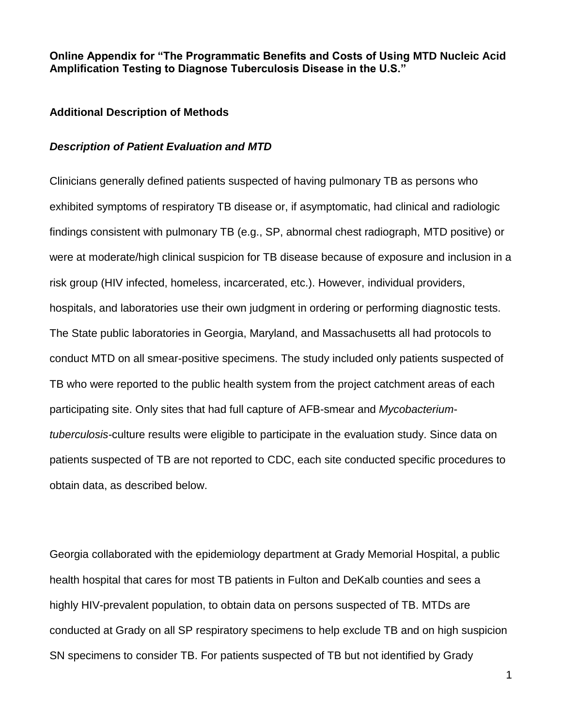**Online Appendix for "The Programmatic Benefits and Costs of Using MTD Nucleic Acid Amplification Testing to Diagnose Tuberculosis Disease in the U.S."**

## Additional Description of Methods

### *Description of Patient Evaluation and MTD*

Clinicians generally defined patients suspected of having pulmonary TB as persons who exhibited symptoms of respiratory TB disease or, if asymptomatic, had clinical and radiologic findings consistent with pulmonary TB (e.g., SP, abnormal chest radiograph, MTD positive) or were at moderate/high clinical suspicion for TB disease because of exposure and inclusion in a risk group (HIV infected, homeless, incarcerated, etc.). However, individual providers, hospitals, and laboratories use their own judgment in ordering or performing diagnostic tests. The State public laboratories in Georgia, Maryland, and Massachusetts all had protocols to conduct MTD on all smear-positive specimens. The study included only patients suspected of TB who were reported to the public health system from the project catchment areas of each participating site. Only sites that had full capture of AFB-smear and *Mycobacterium-tuberculosis*-culture results were eligible to participate in the evaluation study. Since data on patients suspected of TB are not reported to CDC, each site conducted specific procedures to obtain data, as described below.

Georgia collaborated with the epidemiology department at Grady Memorial Hospital, a public health hospital that cares for most TB patients in Fulton and DeKalb counties and sees a highly HIV-prevalent population, to obtain data on persons suspected of TB. MTDs are conducted at Grady on all SP respiratory specimens to help exclude TB and on high suspicion SN specimens to consider TB. For patients suspected of TB but not identified by Grady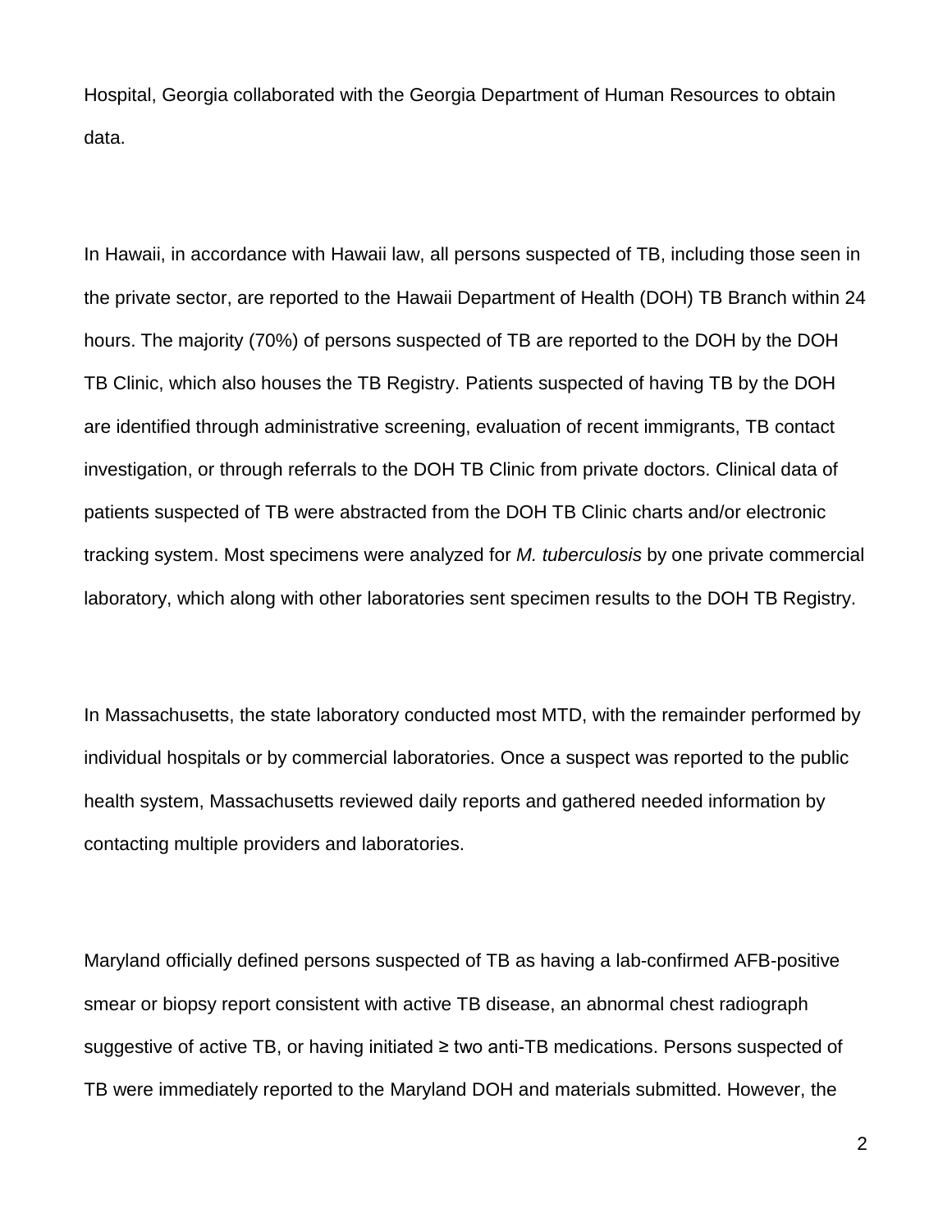Hospital, Georgia collaborated with the Georgia Department of Human Resources to obtain data.

In Hawaii, in accordance with Hawaii law, all persons suspected of TB, including those seen in the private sector, are reported to the Hawaii Department of Health (DOH) TB Branch within 24 hours. The majority (70%) of persons suspected of TB are reported to the DOH by the DOH TB Clinic, which also houses the TB Registry. Patients suspected of having TB by the DOH are identified through administrative screening, evaluation of recent immigrants, TB contact investigation, or through referrals to the DOH TB Clinic from private doctors. Clinical data of patients suspected of TB were abstracted from the DOH TB Clinic charts and/or electronic tracking system. Most specimens were analyzed for *M. tuberculosis* by one private commercial laboratory, which along with other laboratories sent specimen results to the DOH TB Registry.

In Massachusetts, the state laboratory conducted most MTD, with the remainder performed by individual hospitals or by commercial laboratories. Once a suspect was reported to the public health system, Massachusetts reviewed daily reports and gathered needed information by contacting multiple providers and laboratories.

Maryland officially defined persons suspected of TB as having a lab-confirmed AFB-positive smear or biopsy report consistent with active TB disease, an abnormal chest radiograph suggestive of active TB, or having initiated ≥ two anti-TB medications. Persons suspected of TB were immediately reported to the Maryland DOH and materials submitted. However, the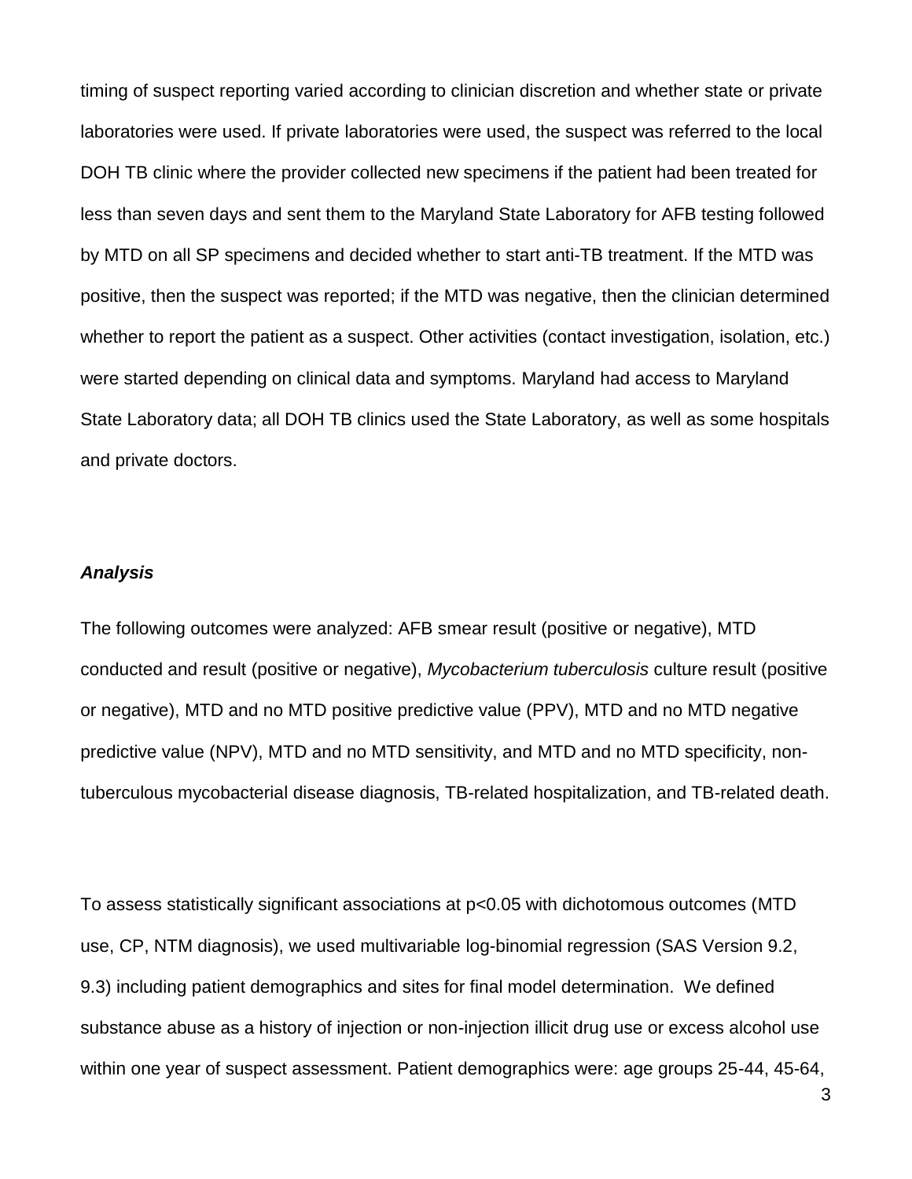timing of suspect reporting varied according to clinician discretion and whether state or private laboratories were used. If private laboratories were used, the suspect was referred to the local DOH TB clinic where the provider collected new specimens if the patient had been treated for less than seven days and sent them to the Maryland State Laboratory for AFB testing followed by MTD on all SP specimens and decided whether to start anti-TB treatment. If the MTD was positive, then the suspect was reported; if the MTD was negative, then the clinician determined whether to report the patient as a suspect. Other activities (contact investigation, isolation, etc.) were started depending on clinical data and symptoms. Maryland had access to Maryland State Laboratory data; all DOH TB clinics used the State Laboratory, as well as some hospitals and private doctors.

### *Analysis*

The following outcomes were analyzed: AFB smear result (positive or negative), MTD conducted and result (positive or negative), *Mycobacterium tuberculosis* culture result (positive or negative), MTD and no MTD positive predictive value (PPV), MTD and no MTD negative predictive value (NPV), MTD and no MTD sensitivity, and MTD and no MTD specificity, non-tuberculous mycobacterial disease diagnosis, TB-related hospitalization, and TB-related death.

To assess statistically significant associations at $p<0.05$ with dichotomous outcomes (MTD use, CP, NTM diagnosis), we used multivariable log-binomial regression (SAS Version 9.2, 9.3) including patient demographics and sites for final model determination. We defined substance abuse as a history of injection or non-injection illicit drug use or excess alcohol use within one year of suspect assessment. Patient demographics were: age groups 25-44, 45-64,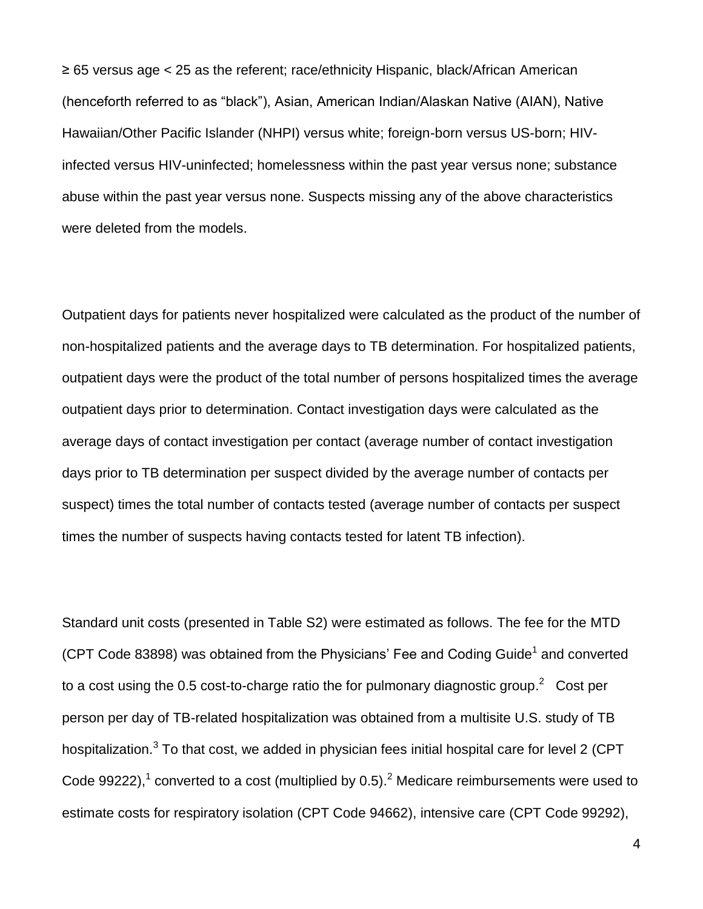≥ 65 versus age < 25 as the referent; race/ethnicity Hispanic, black/African American (henceforth referred to as "black"), Asian, American Indian/Alaskan Native (AIAN), Native Hawaiian/Other Pacific Islander (NHPI) versus white; foreign-born versus US-born; HIV-infected versus HIV-uninfected; homelessness within the past year versus none; substance abuse within the past year versus none. Suspects missing any of the above characteristics were deleted from the models.

Outpatient days for patients never hospitalized were calculated as the product of the number of non-hospitalized patients and the average days to TB determination. For hospitalized patients, outpatient days were the product of the total number of persons hospitalized times the average outpatient days prior to determination. Contact investigation days were calculated as the average days of contact investigation per contact (average number of contact investigation days prior to TB determination per suspect divided by the average number of contacts per suspect) times the total number of contacts tested (average number of contacts per suspect times the number of suspects having contacts tested for latent TB infection).

Standard unit costs (presented in Table S2) were estimated as follows. The fee for the MTD (CPT Code 83898) was obtained from the Physicians' Fee and Coding Guide[1] and converted to a cost using the 0.5 cost-to-charge ratio the for pulmonary diagnostic group.[2] Cost per person per day of TB-related hospitalization was obtained from a multisite U.S. study of TB hospitalization.[3] To that cost, we added in physician fees initial hospital care for level 2 (CPT Code 99222),[1] converted to a cost (multiplied by 0.5).[2] Medicare reimbursements were used to estimate costs for respiratory isolation (CPT Code 94662), intensive care (CPT Code 99292),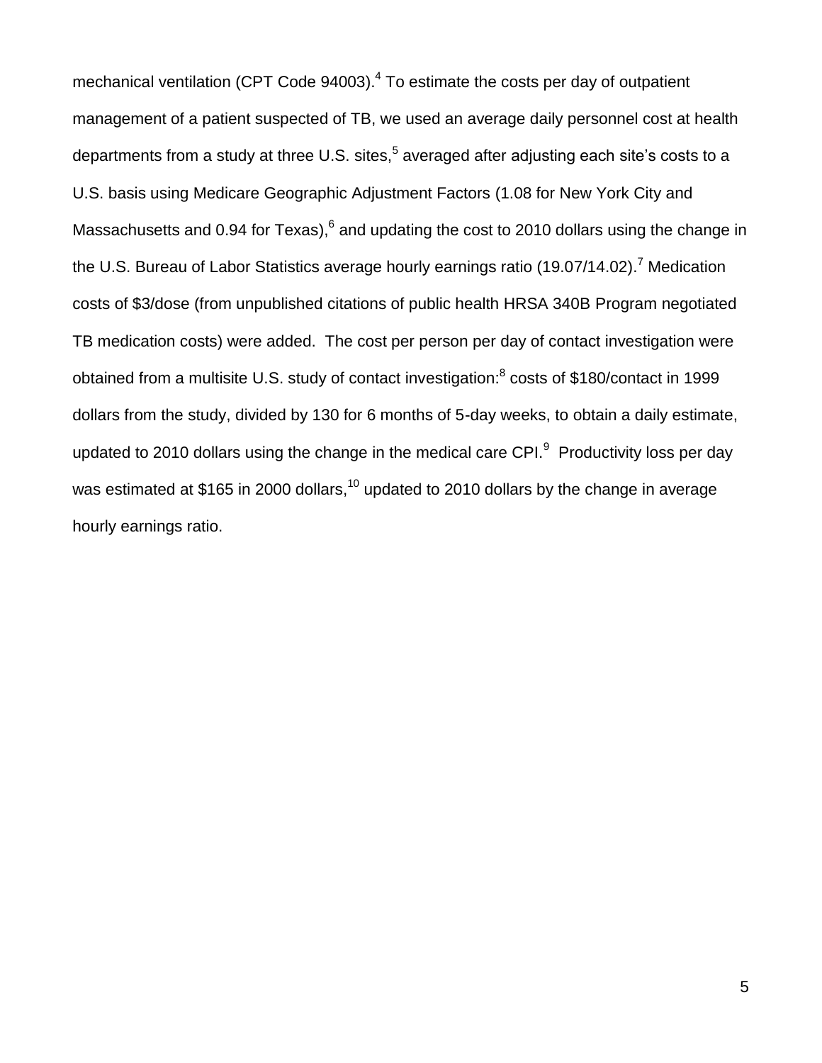mechanical ventilation (CPT Code 94003).[4] To estimate the costs per day of outpatient management of a patient suspected of TB, we used an average daily personnel cost at health departments from a study at three U.S. sites,[5] averaged after adjusting each site's costs to a U.S. basis using Medicare Geographic Adjustment Factors (1.08 for New York City and Massachusetts and 0.94 for Texas),[6] and updating the cost to 2010 dollars using the change in the U.S. Bureau of Labor Statistics average hourly earnings ratio (19.07/14.02).[7] Medication costs of $3/dose (from unpublished citations of public health HRSA 340B Program negotiated TB medication costs) were added. The cost per person per day of contact investigation were obtained from a multisite U.S. study of contact investigation:[8] costs of $180/contact in 1999 dollars from the study, divided by 130 for 6 months of 5-day weeks, to obtain a daily estimate, updated to 2010 dollars using the change in the medical care CPI.[9] Productivity loss per day was estimated at $165 in 2000 dollars,[10] updated to 2010 dollars by the change in average hourly earnings ratio.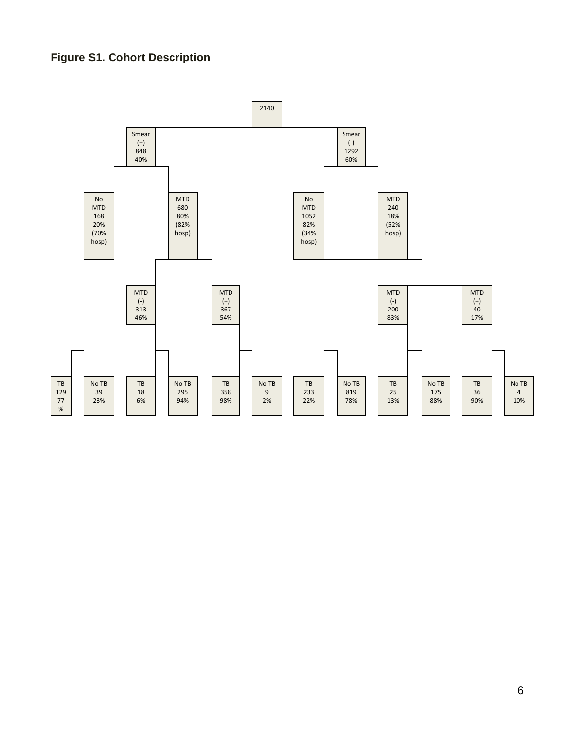**Figure S1. Cohort Description**

- 2140
  - Smear (+) 848 40%
    - No MTD 168 20% (70% hosp)
      - TB 129 77 %
      - No TB 39 23%
    - MTD 680 80% (82% hosp)
      - MTD (-) 313 46%
        - TB 18 6%
        - No TB 295 94%
      - MTD (+) 367 54%
        - TB 358 98%
        - No TB 9 2%
  - Smear (-) 1292 60%
    - No MTD 1052 82% (34% hosp)
      - TB 233 22%
      - No TB 819 78%
    - MTD 240 18% (52% hosp)
      - MTD (-) 200 83%
        - TB 25 13%
        - No TB 175 88%
      - MTD (+) 40 17%
        - TB 36 90%
        - No TB 4 10%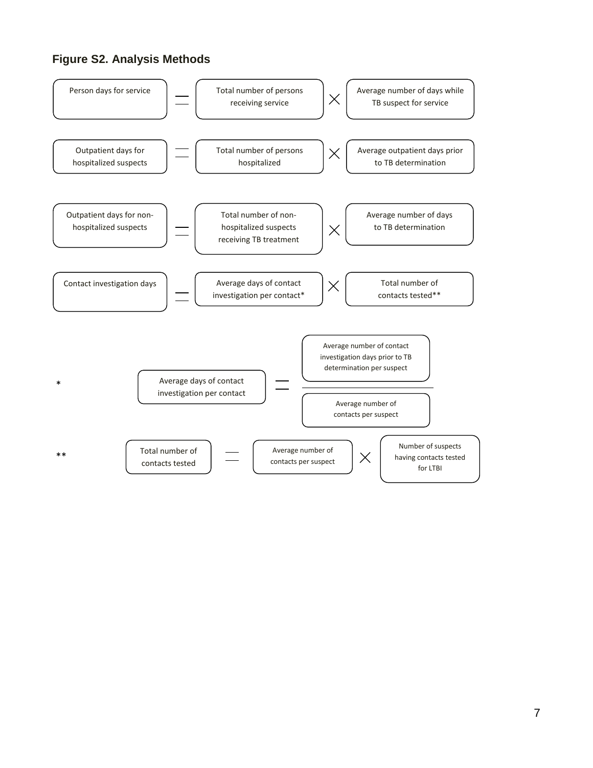## Figure S2. Analysis Methods

Person days for service = Total number of persons receiving service × Average number of days while TB suspect for service

Outpatient days for hospitalized suspects = Total number of persons hospitalized × Average outpatient days prior to TB determination

Outpatient days for non-hospitalized suspects = Total number of non-hospitalized suspects receiving TB treatment × Average number of days to TB determination

Contact investigation days = Average days of contact investigation per contact* × Total number of contacts tested**

\* Average days of contact investigation per contact = Average number of contact investigation days prior to TB determination per suspect / Average number of contacts per suspect

\*\* Total number of contacts tested = Average number of contacts per suspect × Number of suspects having contacts tested for LTBI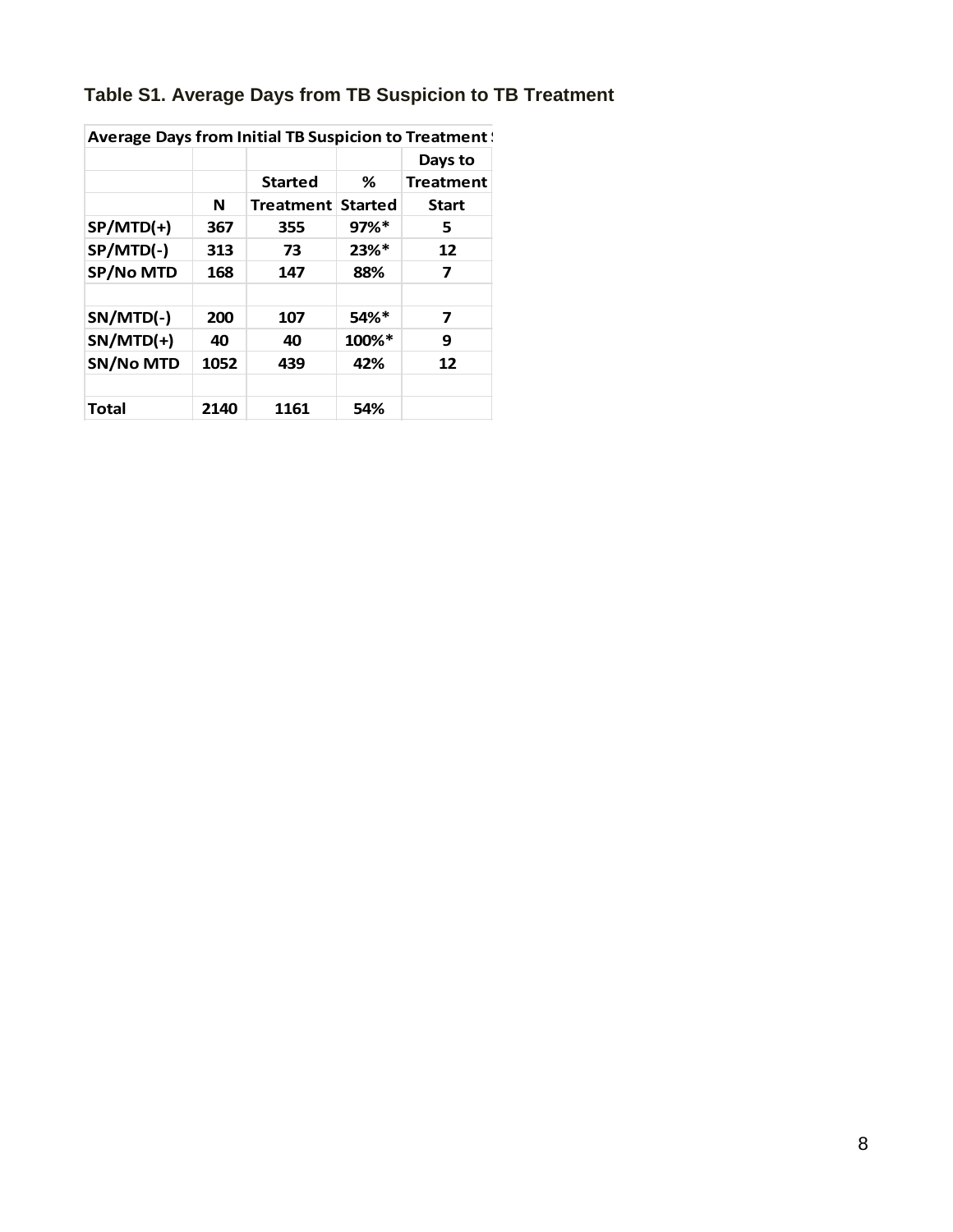**Table S1. Average Days from TB Suspicion to TB Treatment**

| Average Days from Initial TB Suspicion to Treatment S | | | | |
|---|---|---|---|---|
| | N | Started Treatment | % Started | Days to Treatment Start |
| **SP/MTD(+)** | 367 | 355 | 97%* | 5 |
| **SP/MTD(-)** | 313 | 73 | 23%* | 12 |
| **SP/No MTD** | 168 | 147 | 88% | 7 |
| | | | | |
| **SN/MTD(-)** | 200 | 107 | 54%* | 7 |
| **SN/MTD(+)** | 40 | 40 | 100%* | 9 |
| **SN/No MTD** | 1052 | 439 | 42% | 12 |
| | | | | |
| **Total** | 2140 | 1161 | 54% | |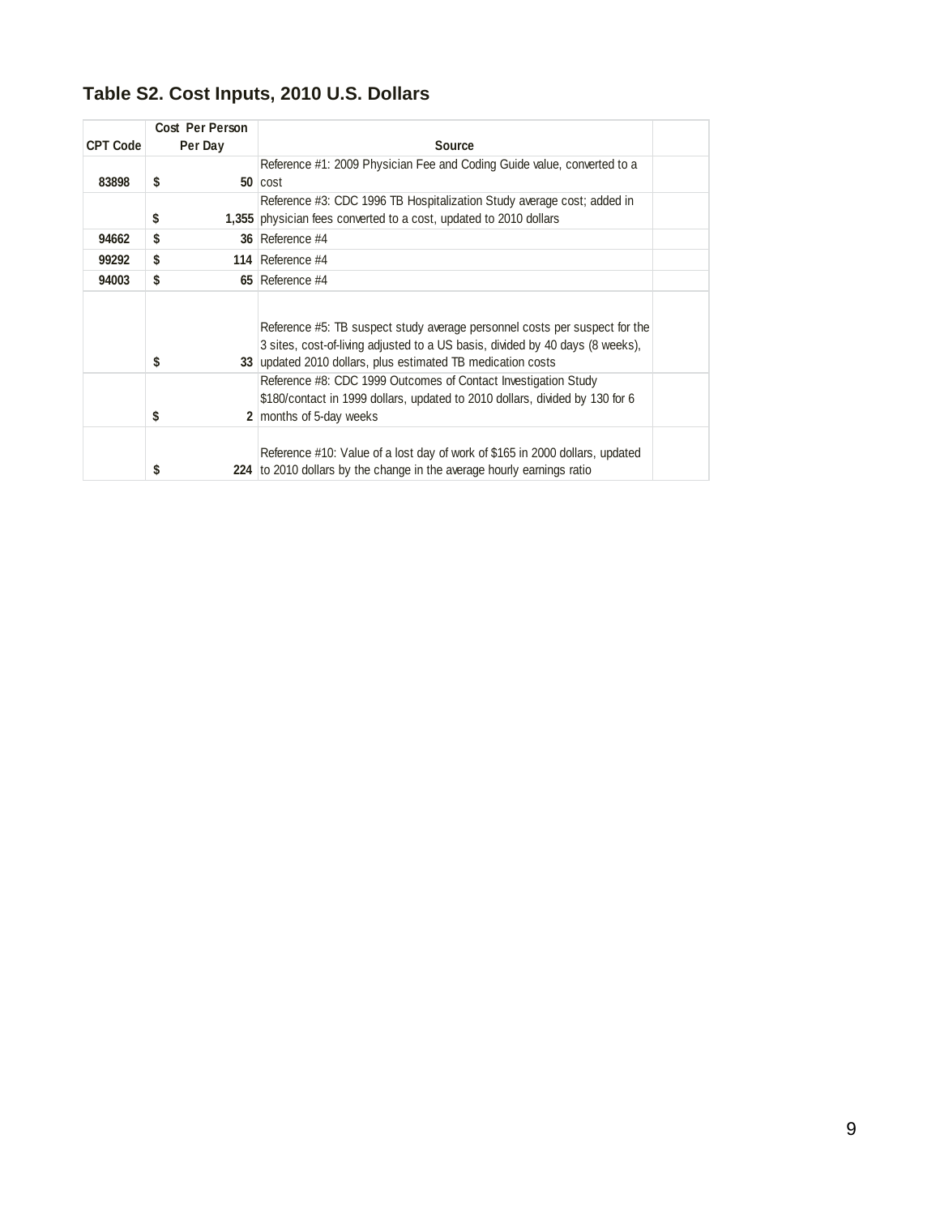## Table S2. Cost Inputs, 2010 U.S. Dollars

| CPT Code | Cost Per Person Per Day | Source |
|---|---|---|
| 83898 | $ 50 | Reference #1: 2009 Physician Fee and Coding Guide value, converted to a cost |
| | $ 1,355 | Reference #3: CDC 1996 TB Hospitalization Study average cost; added in physician fees converted to a cost, updated to 2010 dollars |
| 94662 | $ 36 | Reference #4 |
| 99292 | $ 114 | Reference #4 |
| 94003 | $ 65 | Reference #4 |
| | $ 33 | Reference #5: TB suspect study average personnel costs per suspect for the 3 sites, cost-of-living adjusted to a US basis, divided by 40 days (8 weeks), updated 2010 dollars, plus estimated TB medication costs |
| | $ 2 | Reference #8: CDC 1999 Outcomes of Contact Investigation Study $180/contact in 1999 dollars, updated to 2010 dollars, divided by 130 for 6 months of 5-day weeks |
| | $ 224 | Reference #10: Value of a lost day of work of $165 in 2000 dollars, updated to 2010 dollars by the change in the average hourly earnings ratio |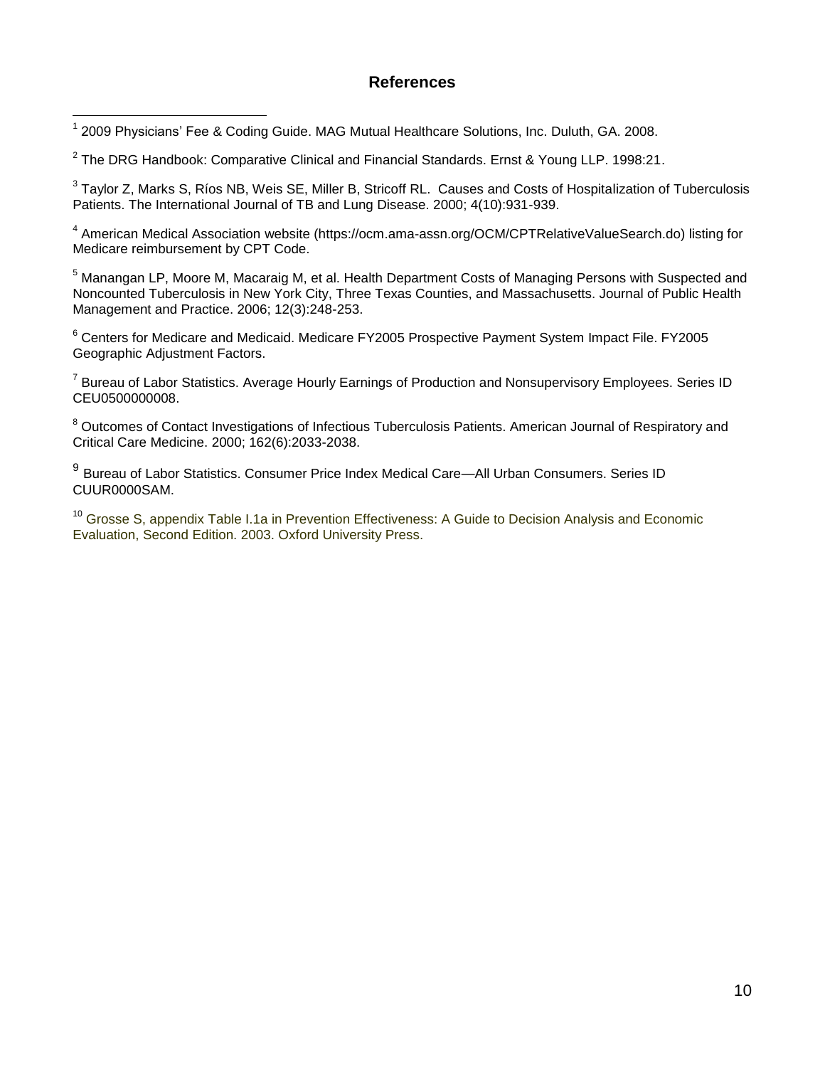## References

[1] 2009 Physicians' Fee & Coding Guide. MAG Mutual Healthcare Solutions, Inc. Duluth, GA. 2008.

[2] The DRG Handbook: Comparative Clinical and Financial Standards. Ernst & Young LLP. 1998:21.

[3] Taylor Z, Marks S, Ríos NB, Weis SE, Miller B, Stricoff RL. Causes and Costs of Hospitalization of Tuberculosis Patients. The International Journal of TB and Lung Disease. 2000; 4(10):931-939.

[4] American Medical Association website (https://ocm.ama-assn.org/OCM/CPTRelativeValueSearch.do) listing for Medicare reimbursement by CPT Code.

[5] Manangan LP, Moore M, Macaraig M, et al. Health Department Costs of Managing Persons with Suspected and Noncounted Tuberculosis in New York City, Three Texas Counties, and Massachusetts. Journal of Public Health Management and Practice. 2006; 12(3):248-253.

[6] Centers for Medicare and Medicaid. Medicare FY2005 Prospective Payment System Impact File. FY2005 Geographic Adjustment Factors.

[7] Bureau of Labor Statistics. Average Hourly Earnings of Production and Nonsupervisory Employees. Series ID CEU0500000008.

[8] Outcomes of Contact Investigations of Infectious Tuberculosis Patients. American Journal of Respiratory and Critical Care Medicine. 2000; 162(6):2033-2038.

[9] Bureau of Labor Statistics. Consumer Price Index Medical Care—All Urban Consumers. Series ID CUUR0000SAM.

[10] Grosse S, appendix Table I.1a in Prevention Effectiveness: A Guide to Decision Analysis and Economic Evaluation, Second Edition. 2003. Oxford University Press.